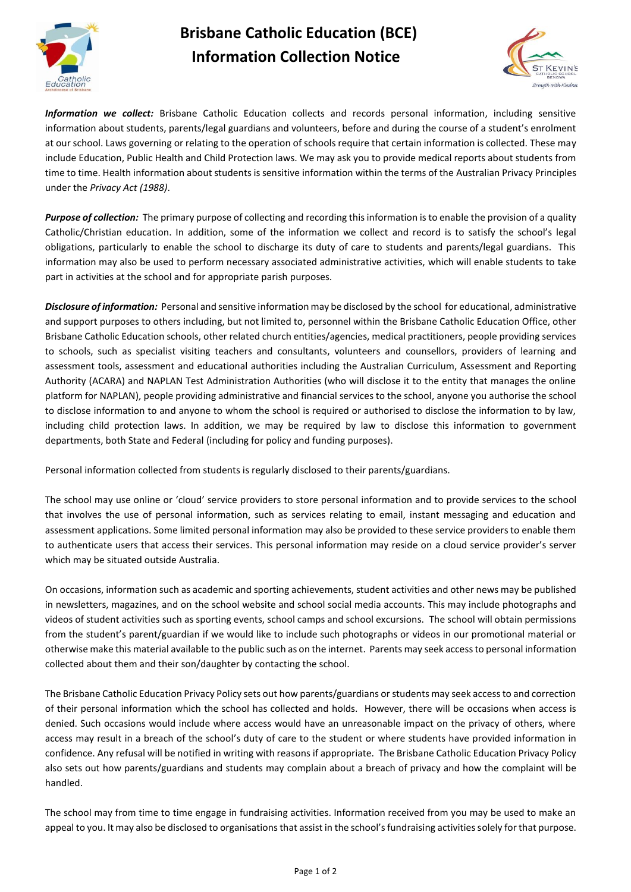# Brisbane Catholic Education (BCE) Information Collection Notice

***Information we collect:*** Brisbane Catholic Education collects and records personal information, including sensitive information about students, parents/legal guardians and volunteers, before and during the course of a student's enrolment at our school. Laws governing or relating to the operation of schools require that certain information is collected. These may include Education, Public Health and Child Protection laws. We may ask you to provide medical reports about students from time to time. Health information about students is sensitive information within the terms of the Australian Privacy Principles under the *Privacy Act (1988)*.

***Purpose of collection:*** The primary purpose of collecting and recording this information is to enable the provision of a quality Catholic/Christian education. In addition, some of the information we collect and record is to satisfy the school's legal obligations, particularly to enable the school to discharge its duty of care to students and parents/legal guardians. This information may also be used to perform necessary associated administrative activities, which will enable students to take part in activities at the school and for appropriate parish purposes.

***Disclosure of information:*** Personal and sensitive information may be disclosed by the school for educational, administrative and support purposes to others including, but not limited to, personnel within the Brisbane Catholic Education Office, other Brisbane Catholic Education schools, other related church entities/agencies, medical practitioners, people providing services to schools, such as specialist visiting teachers and consultants, volunteers and counsellors, providers of learning and assessment tools, assessment and educational authorities including the Australian Curriculum, Assessment and Reporting Authority (ACARA) and NAPLAN Test Administration Authorities (who will disclose it to the entity that manages the online platform for NAPLAN), people providing administrative and financial services to the school, anyone you authorise the school to disclose information to and anyone to whom the school is required or authorised to disclose the information to by law, including child protection laws. In addition, we may be required by law to disclose this information to government departments, both State and Federal (including for policy and funding purposes).

Personal information collected from students is regularly disclosed to their parents/guardians.

The school may use online or 'cloud' service providers to store personal information and to provide services to the school that involves the use of personal information, such as services relating to email, instant messaging and education and assessment applications. Some limited personal information may also be provided to these service providers to enable them to authenticate users that access their services. This personal information may reside on a cloud service provider's server which may be situated outside Australia.

On occasions, information such as academic and sporting achievements, student activities and other news may be published in newsletters, magazines, and on the school website and school social media accounts. This may include photographs and videos of student activities such as sporting events, school camps and school excursions. The school will obtain permissions from the student's parent/guardian if we would like to include such photographs or videos in our promotional material or otherwise make this material available to the public such as on the internet. Parents may seek access to personal information collected about them and their son/daughter by contacting the school.

The Brisbane Catholic Education Privacy Policy sets out how parents/guardians or students may seek access to and correction of their personal information which the school has collected and holds. However, there will be occasions when access is denied. Such occasions would include where access would have an unreasonable impact on the privacy of others, where access may result in a breach of the school's duty of care to the student or where students have provided information in confidence. Any refusal will be notified in writing with reasons if appropriate. The Brisbane Catholic Education Privacy Policy also sets out how parents/guardians and students may complain about a breach of privacy and how the complaint will be handled.

The school may from time to time engage in fundraising activities. Information received from you may be used to make an appeal to you. It may also be disclosed to organisations that assist in the school's fundraising activities solely for that purpose.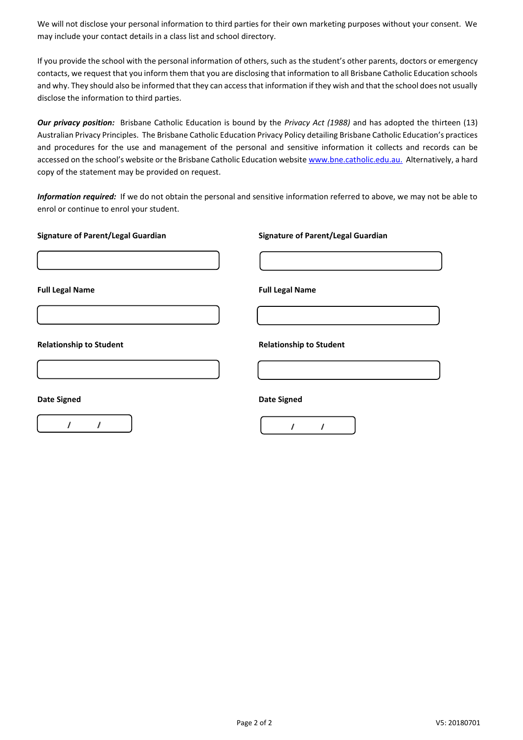We will not disclose your personal information to third parties for their own marketing purposes without your consent. We may include your contact details in a class list and school directory.

If you provide the school with the personal information of others, such as the student's other parents, doctors or emergency contacts, we request that you inform them that you are disclosing that information to all Brisbane Catholic Education schools and why. They should also be informed that they can access that information if they wish and that the school does not usually disclose the information to third parties.

***Our privacy position:*** Brisbane Catholic Education is bound by the *Privacy Act (1988)* and has adopted the thirteen (13) Australian Privacy Principles. The Brisbane Catholic Education Privacy Policy detailing Brisbane Catholic Education's practices and procedures for the use and management of the personal and sensitive information it collects and records can be accessed on the school's website or the Brisbane Catholic Education website www.bne.catholic.edu.au. Alternatively, a hard copy of the statement may be provided on request.

***Information required:*** If we do not obtain the personal and sensitive information referred to above, we may not be able to enrol or continue to enrol your student.

**Signature of Parent/Legal Guardian**

**Full Legal Name**

**Relationship to Student**

**Date Signed**

/ /

**Signature of Parent/Legal Guardian**

**Full Legal Name**

**Relationship to Student**

**Date Signed**

/ /